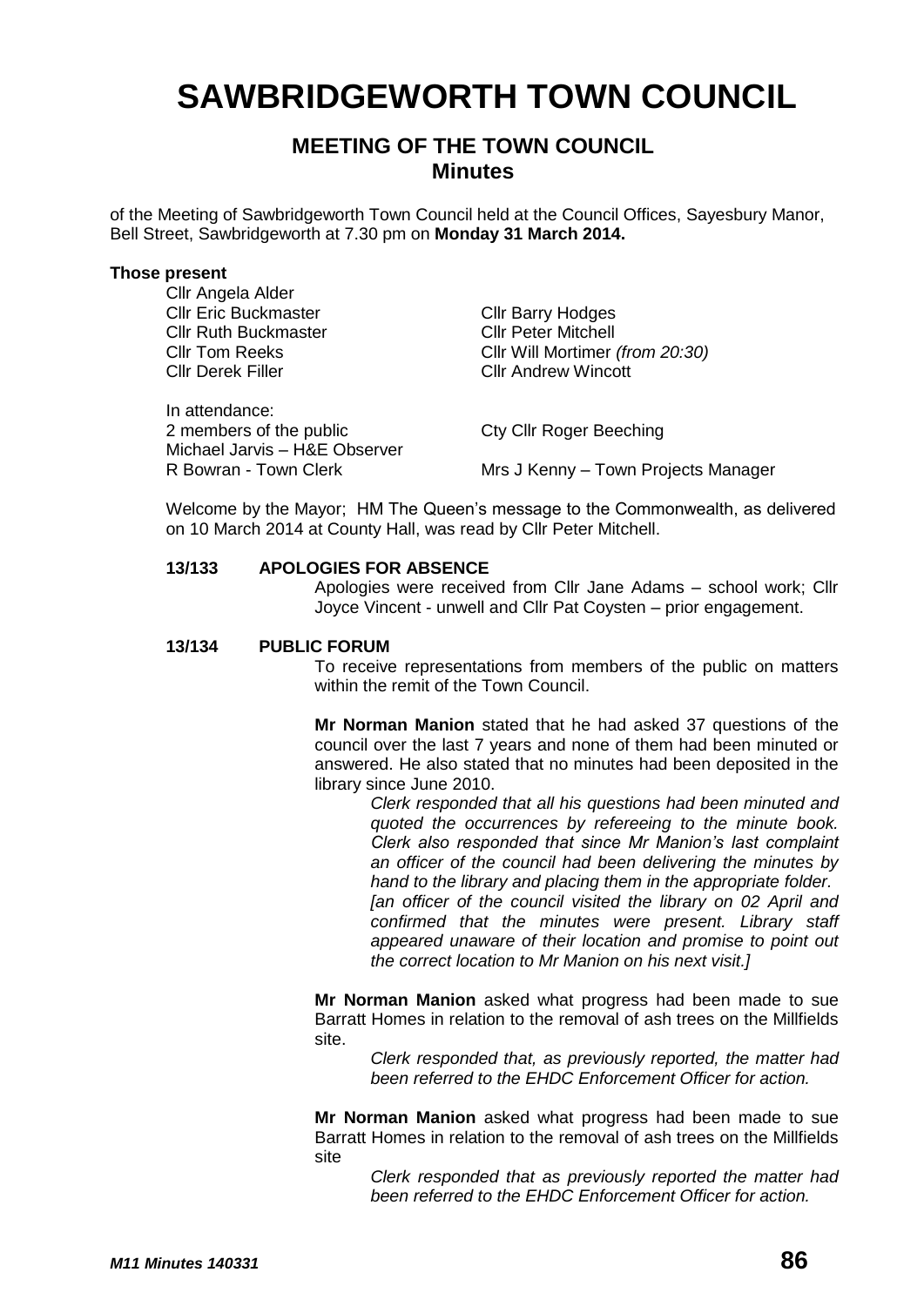# SAWBRIDGEWORTH TOWN COUNCIL

## MEETING OF THE TOWN COUNCIL
## Minutes

of the Meeting of Sawbridgeworth Town Council held at the Council Offices, Sayesbury Manor, Bell Street, Sawbridgeworth at 7.30 pm on **Monday 31 March 2014.**

**Those present**

Cllr Angela Alder
Cllr Eric Buckmaster
Cllr Ruth Buckmaster
Cllr Tom Reeks
Cllr Derek Filler
Cllr Barry Hodges
Cllr Peter Mitchell
Cllr Will Mortimer *(from 20:30)*
Cllr Andrew Wincott

In attendance:
2 members of the public
Michael Jarvis – H&E Observer
R Bowran - Town Clerk
Cty Cllr Roger Beeching
Mrs J Kenny – Town Projects Manager

Welcome by the Mayor; HM The Queen's message to the Commonwealth, as delivered on 10 March 2014 at County Hall, was read by Cllr Peter Mitchell.

**13/133 APOLOGIES FOR ABSENCE**

Apologies were received from Cllr Jane Adams – school work; Cllr Joyce Vincent - unwell and Cllr Pat Coysten – prior engagement.

**13/134 PUBLIC FORUM**

To receive representations from members of the public on matters within the remit of the Town Council.

**Mr Norman Manion** stated that he had asked 37 questions of the council over the last 7 years and none of them had been minuted or answered. He also stated that no minutes had been deposited in the library since June 2010.

*Clerk responded that all his questions had been minuted and quoted the occurrences by refereeing to the minute book. Clerk also responded that since Mr Manion's last complaint an officer of the council had been delivering the minutes by hand to the library and placing them in the appropriate folder.*
*[an officer of the council visited the library on 02 April and confirmed that the minutes were present. Library staff appeared unaware of their location and promise to point out the correct location to Mr Manion on his next visit.]*

**Mr Norman Manion** asked what progress had been made to sue Barratt Homes in relation to the removal of ash trees on the Millfields site.

*Clerk responded that, as previously reported, the matter had been referred to the EHDC Enforcement Officer for action.*

**Mr Norman Manion** asked what progress had been made to sue Barratt Homes in relation to the removal of ash trees on the Millfields site

*Clerk responded that as previously reported the matter had been referred to the EHDC Enforcement Officer for action.*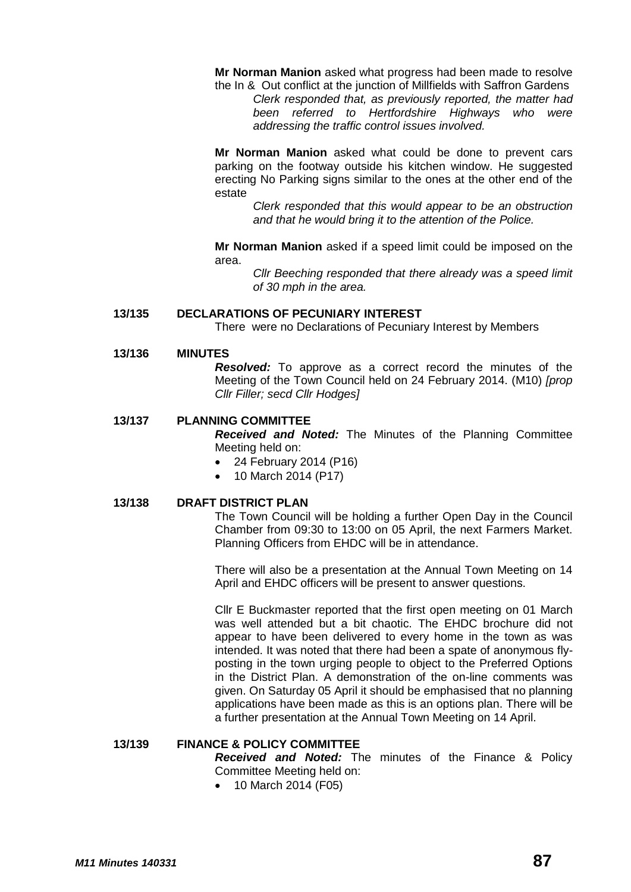**Mr Norman Manion** asked what progress had been made to resolve the In & Out conflict at the junction of Millfields with Saffron Gardens

*Clerk responded that, as previously reported, the matter had been referred to Hertfordshire Highways who were addressing the traffic control issues involved.*

**Mr Norman Manion** asked what could be done to prevent cars parking on the footway outside his kitchen window. He suggested erecting No Parking signs similar to the ones at the other end of the estate

*Clerk responded that this would appear to be an obstruction and that he would bring it to the attention of the Police.*

**Mr Norman Manion** asked if a speed limit could be imposed on the area.

*Cllr Beeching responded that there already was a speed limit of 30 mph in the area.*

**13/135 DECLARATIONS OF PECUNIARY INTEREST**

There were no Declarations of Pecuniary Interest by Members

**13/136 MINUTES**

***Resolved:*** To approve as a correct record the minutes of the Meeting of the Town Council held on 24 February 2014. (M10) *[prop Cllr Filler; secd Cllr Hodges]*

**13/137 PLANNING COMMITTEE**

***Received and Noted:*** The Minutes of the Planning Committee Meeting held on:

- 24 February 2014 (P16)
- 10 March 2014 (P17)

**13/138 DRAFT DISTRICT PLAN**

The Town Council will be holding a further Open Day in the Council Chamber from 09:30 to 13:00 on 05 April, the next Farmers Market. Planning Officers from EHDC will be in attendance.

There will also be a presentation at the Annual Town Meeting on 14 April and EHDC officers will be present to answer questions.

Cllr E Buckmaster reported that the first open meeting on 01 March was well attended but a bit chaotic. The EHDC brochure did not appear to have been delivered to every home in the town as was intended. It was noted that there had been a spate of anonymous fly-posting in the town urging people to object to the Preferred Options in the District Plan. A demonstration of the on-line comments was given. On Saturday 05 April it should be emphasised that no planning applications have been made as this is an options plan. There will be a further presentation at the Annual Town Meeting on 14 April.

**13/139 FINANCE & POLICY COMMITTEE**

***Received and Noted:*** The minutes of the Finance & Policy Committee Meeting held on:

- 10 March 2014 (F05)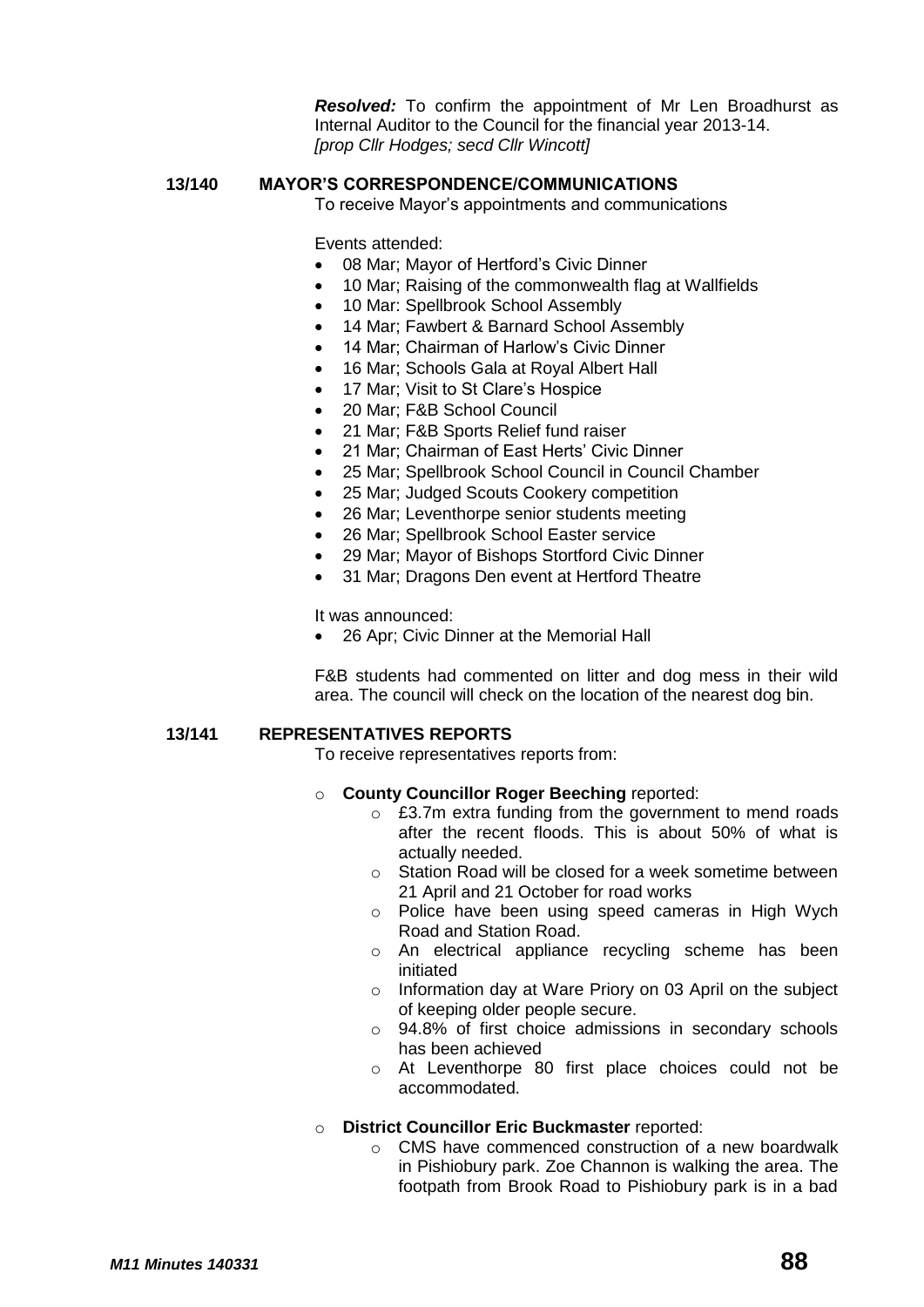***Resolved:*** To confirm the appointment of Mr Len Broadhurst as Internal Auditor to the Council for the financial year 2013-14.
*[prop Cllr Hodges; secd Cllr Wincott]*

**13/140 MAYOR'S CORRESPONDENCE/COMMUNICATIONS**

To receive Mayor's appointments and communications

Events attended:

- 08 Mar; Mayor of Hertford's Civic Dinner
- 10 Mar; Raising of the commonwealth flag at Wallfields
- 10 Mar: Spellbrook School Assembly
- 14 Mar; Fawbert & Barnard School Assembly
- 14 Mar; Chairman of Harlow's Civic Dinner
- 16 Mar; Schools Gala at Royal Albert Hall
- 17 Mar; Visit to St Clare's Hospice
- 20 Mar; F&B School Council
- 21 Mar; F&B Sports Relief fund raiser
- 21 Mar; Chairman of East Herts' Civic Dinner
- 25 Mar; Spellbrook School Council in Council Chamber
- 25 Mar; Judged Scouts Cookery competition
- 26 Mar; Leventhorpe senior students meeting
- 26 Mar; Spellbrook School Easter service
- 29 Mar; Mayor of Bishops Stortford Civic Dinner
- 31 Mar; Dragons Den event at Hertford Theatre

It was announced:

- 26 Apr; Civic Dinner at the Memorial Hall

F&B students had commented on litter and dog mess in their wild area. The council will check on the location of the nearest dog bin.

**13/141 REPRESENTATIVES REPORTS**

To receive representatives reports from:

- **County Councillor Roger Beeching** reported:
  - £3.7m extra funding from the government to mend roads after the recent floods. This is about 50% of what is actually needed.
  - Station Road will be closed for a week sometime between 21 April and 21 October for road works
  - Police have been using speed cameras in High Wych Road and Station Road.
  - An electrical appliance recycling scheme has been initiated
  - Information day at Ware Priory on 03 April on the subject of keeping older people secure.
  - 94.8% of first choice admissions in secondary schools has been achieved
  - At Leventhorpe 80 first place choices could not be accommodated.
- **District Councillor Eric Buckmaster** reported:
  - CMS have commenced construction of a new boardwalk in Pishiobury park. Zoe Channon is walking the area. The footpath from Brook Road to Pishiobury park is in a bad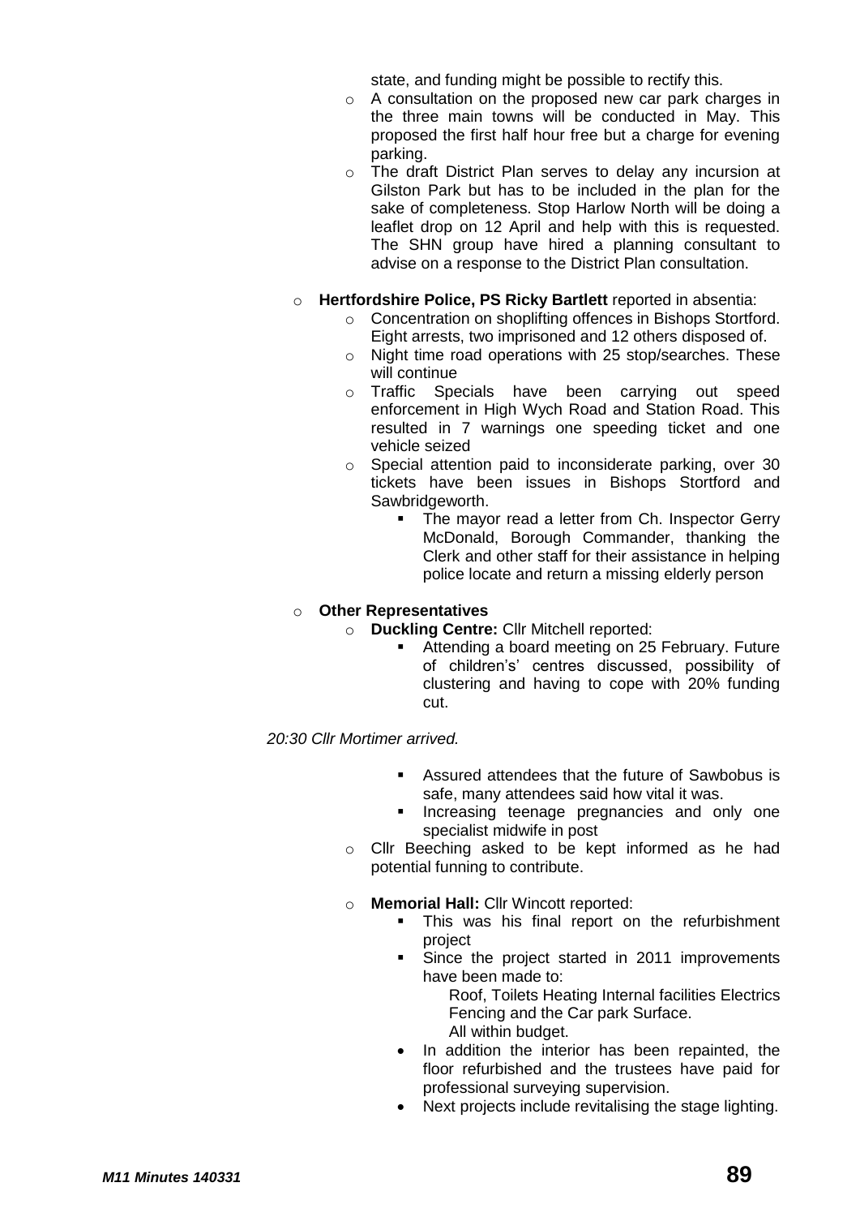state, and funding might be possible to rectify this.

- A consultation on the proposed new car park charges in the three main towns will be conducted in May. This proposed the first half hour free but a charge for evening parking.
- The draft District Plan serves to delay any incursion at Gilston Park but has to be included in the plan for the sake of completeness. Stop Harlow North will be doing a leaflet drop on 12 April and help with this is requested. The SHN group have hired a planning consultant to advise on a response to the District Plan consultation.

- **Hertfordshire Police, PS Ricky Bartlett** reported in absentia:
  - Concentration on shoplifting offences in Bishops Stortford. Eight arrests, two imprisoned and 12 others disposed of.
  - Night time road operations with 25 stop/searches. These will continue
  - Traffic Specials have been carrying out speed enforcement in High Wych Road and Station Road. This resulted in 7 warnings one speeding ticket and one vehicle seized
  - Special attention paid to inconsiderate parking, over 30 tickets have been issues in Bishops Stortford and Sawbridgeworth.
    - The mayor read a letter from Ch. Inspector Gerry McDonald, Borough Commander, thanking the Clerk and other staff for their assistance in helping police locate and return a missing elderly person

- **Other Representatives**
  - **Duckling Centre:** Cllr Mitchell reported:
    - Attending a board meeting on 25 February. Future of children's' centres discussed, possibility of clustering and having to cope with 20% funding cut.

*20:30 Cllr Mortimer arrived.*

- Assured attendees that the future of Sawbobus is safe, many attendees said how vital it was.
- Increasing teenage pregnancies and only one specialist midwife in post

- Cllr Beeching asked to be kept informed as he had potential funning to contribute.

- **Memorial Hall:** Cllr Wincott reported:
  - This was his final report on the refurbishment project
  - Since the project started in 2011 improvements have been made to:

    Roof, Toilets Heating Internal facilities Electrics Fencing and the Car park Surface.
    All within budget.
  - In addition the interior has been repainted, the floor refurbished and the trustees have paid for professional surveying supervision.
  - Next projects include revitalising the stage lighting.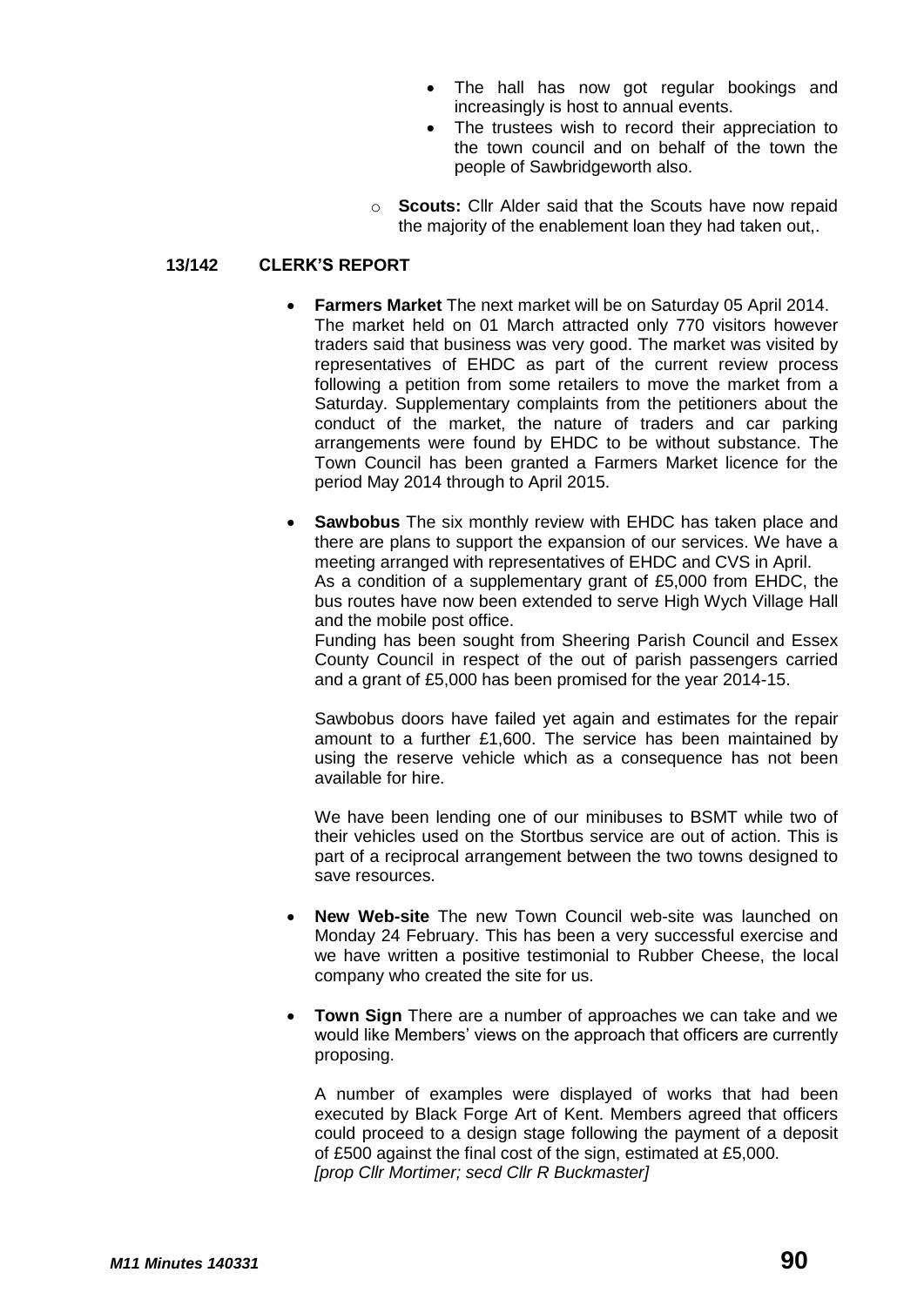- The hall has now got regular bookings and increasingly is host to annual events.
- The trustees wish to record their appreciation to the town council and on behalf of the town the people of Sawbridgeworth also.

  - **Scouts:** Cllr Alder said that the Scouts have now repaid the majority of the enablement loan they had taken out,.

**13/142 CLERK'S REPORT**

- **Farmers Market** The next market will be on Saturday 05 April 2014. The market held on 01 March attracted only 770 visitors however traders said that business was very good. The market was visited by representatives of EHDC as part of the current review process following a petition from some retailers to move the market from a Saturday. Supplementary complaints from the petitioners about the conduct of the market, the nature of traders and car parking arrangements were found by EHDC to be without substance. The Town Council has been granted a Farmers Market licence for the period May 2014 through to April 2015.

- **Sawbobus** The six monthly review with EHDC has taken place and there are plans to support the expansion of our services. We have a meeting arranged with representatives of EHDC and CVS in April.
  As a condition of a supplementary grant of £5,000 from EHDC, the bus routes have now been extended to serve High Wych Village Hall and the mobile post office.
  Funding has been sought from Sheering Parish Council and Essex County Council in respect of the out of parish passengers carried and a grant of £5,000 has been promised for the year 2014-15.

  Sawbobus doors have failed yet again and estimates for the repair amount to a further £1,600. The service has been maintained by using the reserve vehicle which as a consequence has not been available for hire.

  We have been lending one of our minibuses to BSMT while two of their vehicles used on the Stortbus service are out of action. This is part of a reciprocal arrangement between the two towns designed to save resources.

- **New Web-site** The new Town Council web-site was launched on Monday 24 February. This has been a very successful exercise and we have written a positive testimonial to Rubber Cheese, the local company who created the site for us.

- **Town Sign** There are a number of approaches we can take and we would like Members' views on the approach that officers are currently proposing.

  A number of examples were displayed of works that had been executed by Black Forge Art of Kent. Members agreed that officers could proceed to a design stage following the payment of a deposit of £500 against the final cost of the sign, estimated at £5,000.
  *[prop Cllr Mortimer; secd Cllr R Buckmaster]*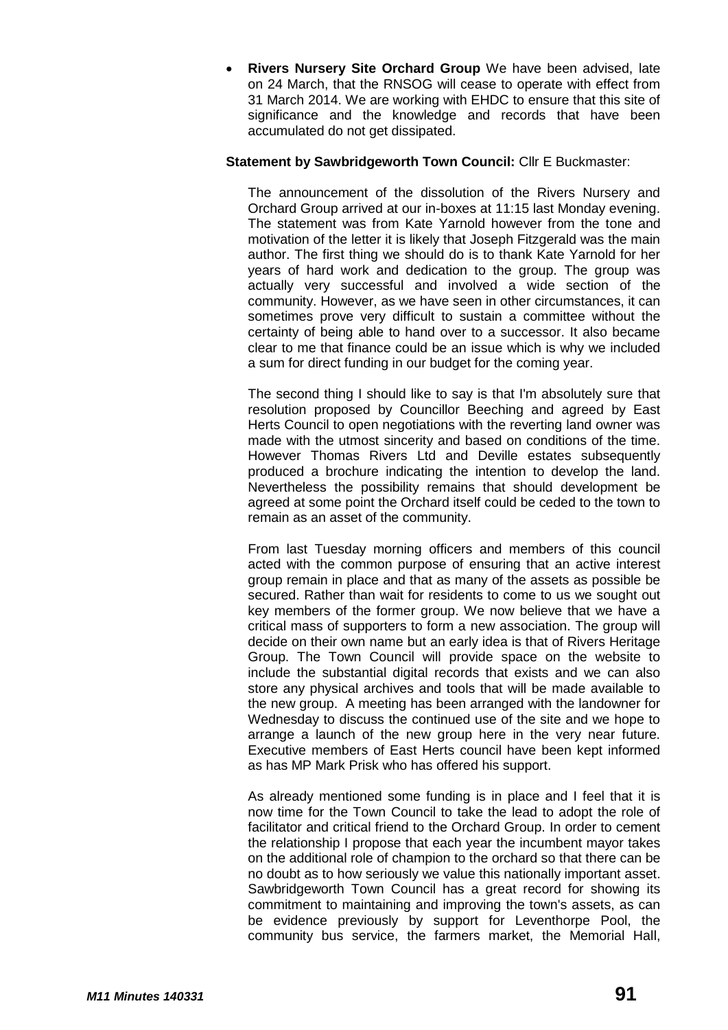- **Rivers Nursery Site Orchard Group** We have been advised, late on 24 March, that the RNSOG will cease to operate with effect from 31 March 2014. We are working with EHDC to ensure that this site of significance and the knowledge and records that have been accumulated do not get dissipated.

**Statement by Sawbridgeworth Town Council:** Cllr E Buckmaster:

The announcement of the dissolution of the Rivers Nursery and Orchard Group arrived at our in-boxes at 11:15 last Monday evening. The statement was from Kate Yarnold however from the tone and motivation of the letter it is likely that Joseph Fitzgerald was the main author. The first thing we should do is to thank Kate Yarnold for her years of hard work and dedication to the group. The group was actually very successful and involved a wide section of the community. However, as we have seen in other circumstances, it can sometimes prove very difficult to sustain a committee without the certainty of being able to hand over to a successor. It also became clear to me that finance could be an issue which is why we included a sum for direct funding in our budget for the coming year.

The second thing I should like to say is that I'm absolutely sure that resolution proposed by Councillor Beeching and agreed by East Herts Council to open negotiations with the reverting land owner was made with the utmost sincerity and based on conditions of the time. However Thomas Rivers Ltd and Deville estates subsequently produced a brochure indicating the intention to develop the land. Nevertheless the possibility remains that should development be agreed at some point the Orchard itself could be ceded to the town to remain as an asset of the community.

From last Tuesday morning officers and members of this council acted with the common purpose of ensuring that an active interest group remain in place and that as many of the assets as possible be secured. Rather than wait for residents to come to us we sought out key members of the former group. We now believe that we have a critical mass of supporters to form a new association. The group will decide on their own name but an early idea is that of Rivers Heritage Group. The Town Council will provide space on the website to include the substantial digital records that exists and we can also store any physical archives and tools that will be made available to the new group. A meeting has been arranged with the landowner for Wednesday to discuss the continued use of the site and we hope to arrange a launch of the new group here in the very near future. Executive members of East Herts council have been kept informed as has MP Mark Prisk who has offered his support.

As already mentioned some funding is in place and I feel that it is now time for the Town Council to take the lead to adopt the role of facilitator and critical friend to the Orchard Group. In order to cement the relationship I propose that each year the incumbent mayor takes on the additional role of champion to the orchard so that there can be no doubt as to how seriously we value this nationally important asset. Sawbridgeworth Town Council has a great record for showing its commitment to maintaining and improving the town's assets, as can be evidence previously by support for Leventhorpe Pool, the community bus service, the farmers market, the Memorial Hall,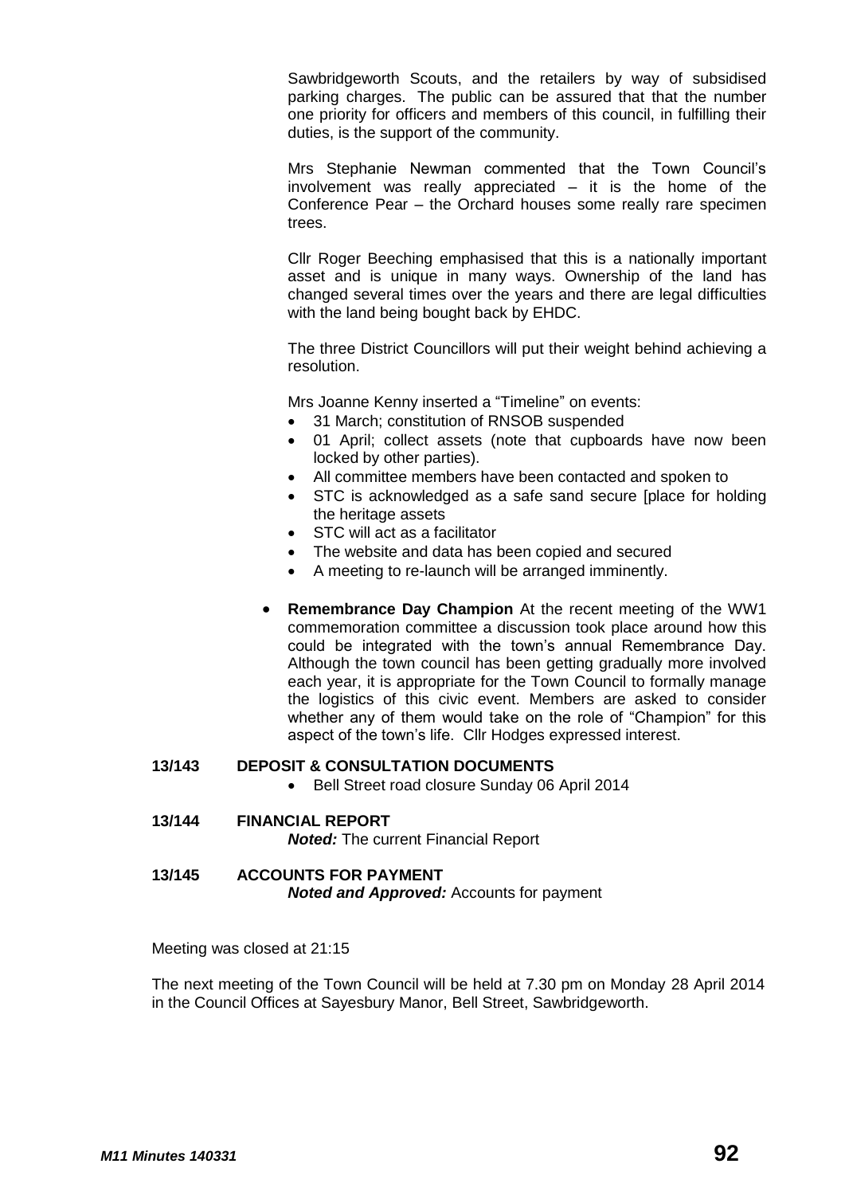Sawbridgeworth Scouts, and the retailers by way of subsidised parking charges. The public can be assured that that the number one priority for officers and members of this council, in fulfilling their duties, is the support of the community.

Mrs Stephanie Newman commented that the Town Council's involvement was really appreciated – it is the home of the Conference Pear – the Orchard houses some really rare specimen trees.

Cllr Roger Beeching emphasised that this is a nationally important asset and is unique in many ways. Ownership of the land has changed several times over the years and there are legal difficulties with the land being bought back by EHDC.

The three District Councillors will put their weight behind achieving a resolution.

Mrs Joanne Kenny inserted a "Timeline" on events:

- 31 March; constitution of RNSOB suspended
- 01 April; collect assets (note that cupboards have now been locked by other parties).
- All committee members have been contacted and spoken to
- STC is acknowledged as a safe sand secure [place for holding the heritage assets
- STC will act as a facilitator
- The website and data has been copied and secured
- A meeting to re-launch will be arranged imminently.

- **Remembrance Day Champion** At the recent meeting of the WW1 commemoration committee a discussion took place around how this could be integrated with the town's annual Remembrance Day. Although the town council has been getting gradually more involved each year, it is appropriate for the Town Council to formally manage the logistics of this civic event. Members are asked to consider whether any of them would take on the role of "Champion" for this aspect of the town's life. Cllr Hodges expressed interest.

**13/143 DEPOSIT & CONSULTATION DOCUMENTS**

- Bell Street road closure Sunday 06 April 2014

**13/144 FINANCIAL REPORT**

***Noted:*** The current Financial Report

**13/145 ACCOUNTS FOR PAYMENT**

***Noted and Approved:*** Accounts for payment

Meeting was closed at 21:15

The next meeting of the Town Council will be held at 7.30 pm on Monday 28 April 2014 in the Council Offices at Sayesbury Manor, Bell Street, Sawbridgeworth.